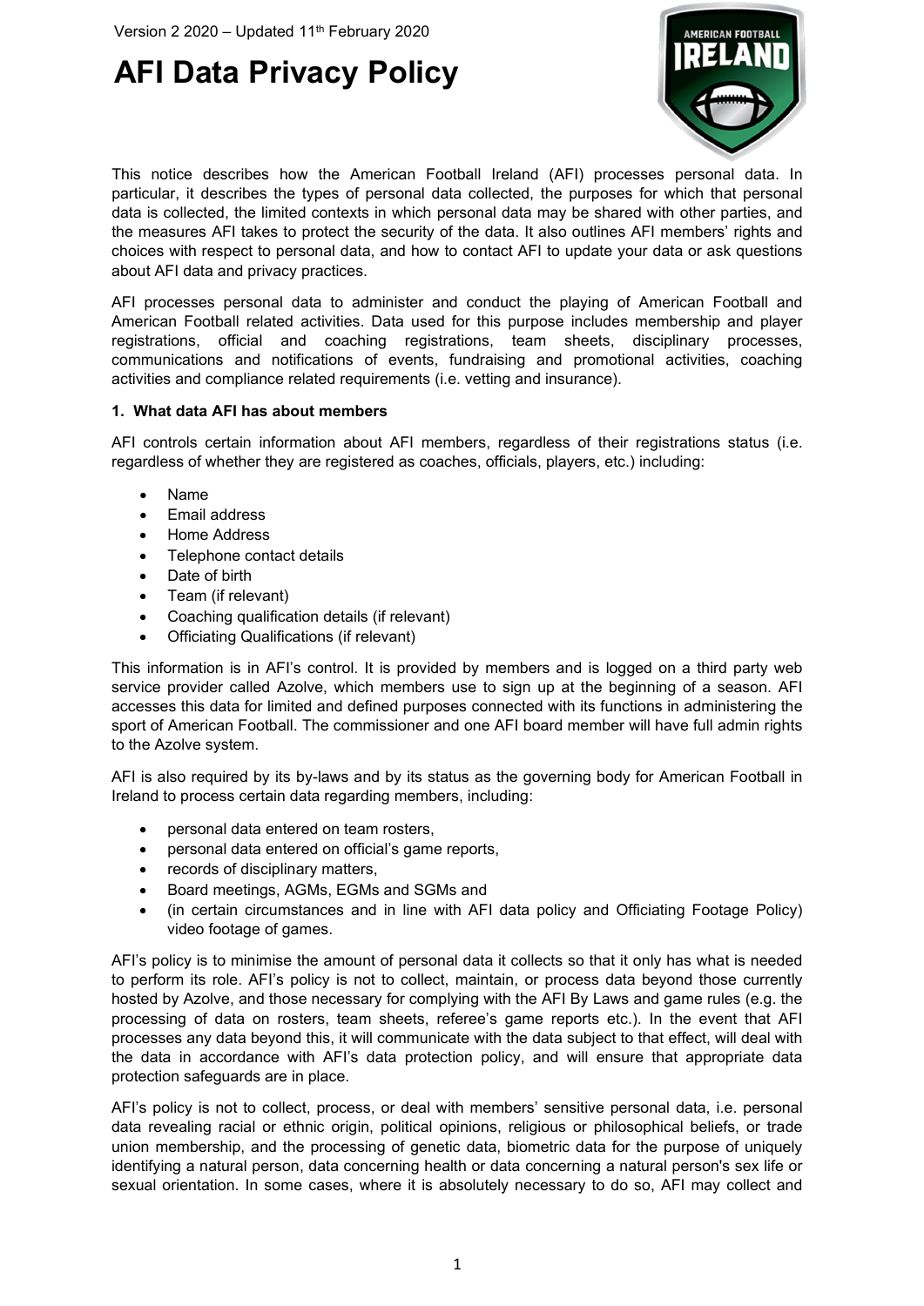Version 2 2020 – Updated 11th February 2020

# AFI Data Privacy Policy

This notice describes how the American Football Ireland (AFI) processes personal data. In particular, it describes the types of personal data collected, the purposes for which that personal data is collected, the limited contexts in which personal data may be shared with other parties, and the measures AFI takes to protect the security of the data. It also outlines AFI members' rights and choices with respect to personal data, and how to contact AFI to update your data or ask questions about AFI data and privacy practices.

AFI processes personal data to administer and conduct the playing of American Football and American Football related activities. Data used for this purpose includes membership and player registrations, official and coaching registrations, team sheets, disciplinary processes, communications and notifications of events, fundraising and promotional activities, coaching activities and compliance related requirements (i.e. vetting and insurance).

**1. What data AFI has about members**

AFI controls certain information about AFI members, regardless of their registrations status (i.e. regardless of whether they are registered as coaches, officials, players, etc.) including:

- Name
- Email address
- Home Address
- Telephone contact details
- Date of birth
- Team (if relevant)
- Coaching qualification details (if relevant)
- Officiating Qualifications (if relevant)

This information is in AFI's control. It is provided by members and is logged on a third party web service provider called Azolve, which members use to sign up at the beginning of a season. AFI accesses this data for limited and defined purposes connected with its functions in administering the sport of American Football. The commissioner and one AFI board member will have full admin rights to the Azolve system.

AFI is also required by its by-laws and by its status as the governing body for American Football in Ireland to process certain data regarding members, including:

- personal data entered on team rosters,
- personal data entered on official's game reports,
- records of disciplinary matters,
- Board meetings, AGMs, EGMs and SGMs and
- (in certain circumstances and in line with AFI data policy and Officiating Footage Policy) video footage of games.

AFI's policy is to minimise the amount of personal data it collects so that it only has what is needed to perform its role. AFI's policy is not to collect, maintain, or process data beyond those currently hosted by Azolve, and those necessary for complying with the AFI By Laws and game rules (e.g. the processing of data on rosters, team sheets, referee's game reports etc.). In the event that AFI processes any data beyond this, it will communicate with the data subject to that effect, will deal with the data in accordance with AFI's data protection policy, and will ensure that appropriate data protection safeguards are in place.

AFI's policy is not to collect, process, or deal with members' sensitive personal data, i.e. personal data revealing racial or ethnic origin, political opinions, religious or philosophical beliefs, or trade union membership, and the processing of genetic data, biometric data for the purpose of uniquely identifying a natural person, data concerning health or data concerning a natural person's sex life or sexual orientation. In some cases, where it is absolutely necessary to do so, AFI may collect and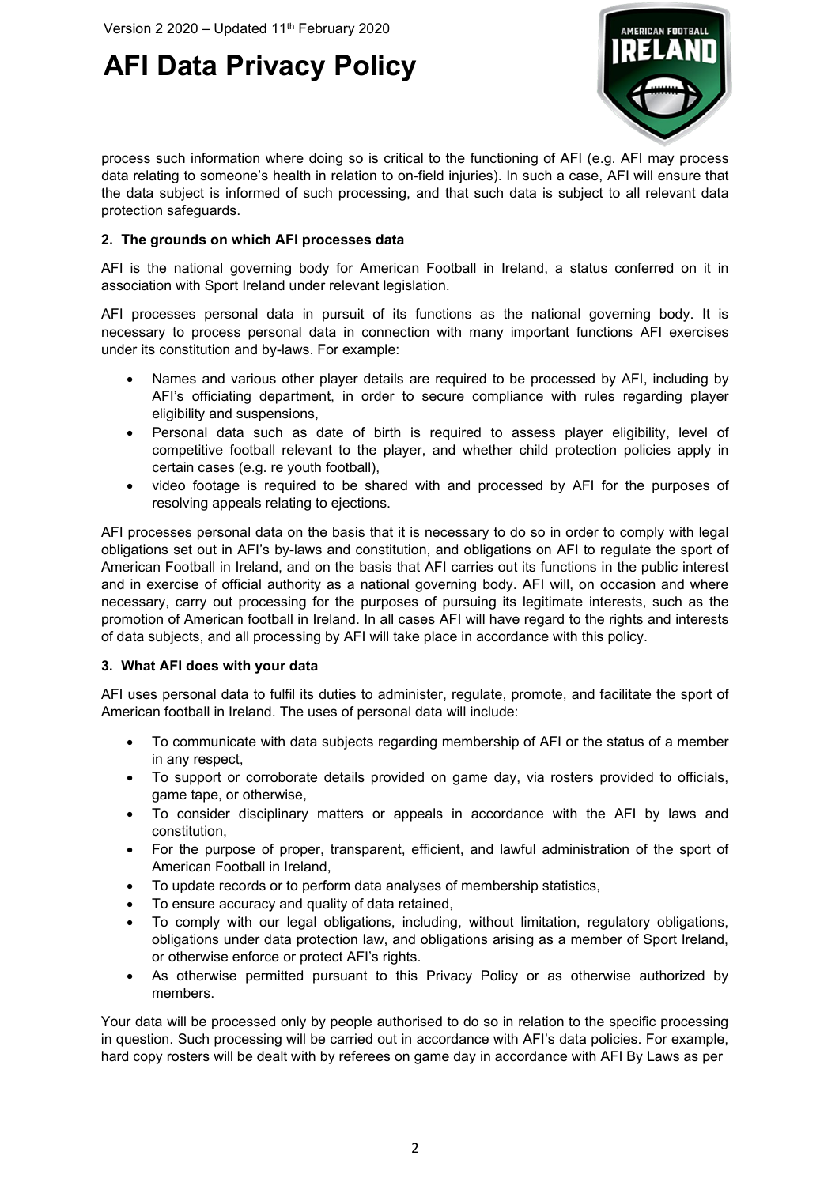process such information where doing so is critical to the functioning of AFI (e.g. AFI may process data relating to someone's health in relation to on-field injuries). In such a case, AFI will ensure that the data subject is informed of such processing, and that such data is subject to all relevant data protection safeguards.

## 2. The grounds on which AFI processes data

AFI is the national governing body for American Football in Ireland, a status conferred on it in association with Sport Ireland under relevant legislation.

AFI processes personal data in pursuit of its functions as the national governing body. It is necessary to process personal data in connection with many important functions AFI exercises under its constitution and by-laws. For example:

- Names and various other player details are required to be processed by AFI, including by AFI's officiating department, in order to secure compliance with rules regarding player eligibility and suspensions,
- Personal data such as date of birth is required to assess player eligibility, level of competitive football relevant to the player, and whether child protection policies apply in certain cases (e.g. re youth football),
- video footage is required to be shared with and processed by AFI for the purposes of resolving appeals relating to ejections.

AFI processes personal data on the basis that it is necessary to do so in order to comply with legal obligations set out in AFI's by-laws and constitution, and obligations on AFI to regulate the sport of American Football in Ireland, and on the basis that AFI carries out its functions in the public interest and in exercise of official authority as a national governing body. AFI will, on occasion and where necessary, carry out processing for the purposes of pursuing its legitimate interests, such as the promotion of American football in Ireland. In all cases AFI will have regard to the rights and interests of data subjects, and all processing by AFI will take place in accordance with this policy.

## 3. What AFI does with your data

AFI uses personal data to fulfil its duties to administer, regulate, promote, and facilitate the sport of American football in Ireland. The uses of personal data will include:

- To communicate with data subjects regarding membership of AFI or the status of a member in any respect,
- To support or corroborate details provided on game day, via rosters provided to officials, game tape, or otherwise,
- To consider disciplinary matters or appeals in accordance with the AFI by laws and constitution,
- For the purpose of proper, transparent, efficient, and lawful administration of the sport of American Football in Ireland,
- To update records or to perform data analyses of membership statistics,
- To ensure accuracy and quality of data retained,
- To comply with our legal obligations, including, without limitation, regulatory obligations, obligations under data protection law, and obligations arising as a member of Sport Ireland, or otherwise enforce or protect AFI's rights.
- As otherwise permitted pursuant to this Privacy Policy or as otherwise authorized by members.

Your data will be processed only by people authorised to do so in relation to the specific processing in question. Such processing will be carried out in accordance with AFI's data policies. For example, hard copy rosters will be dealt with by referees on game day in accordance with AFI By Laws as per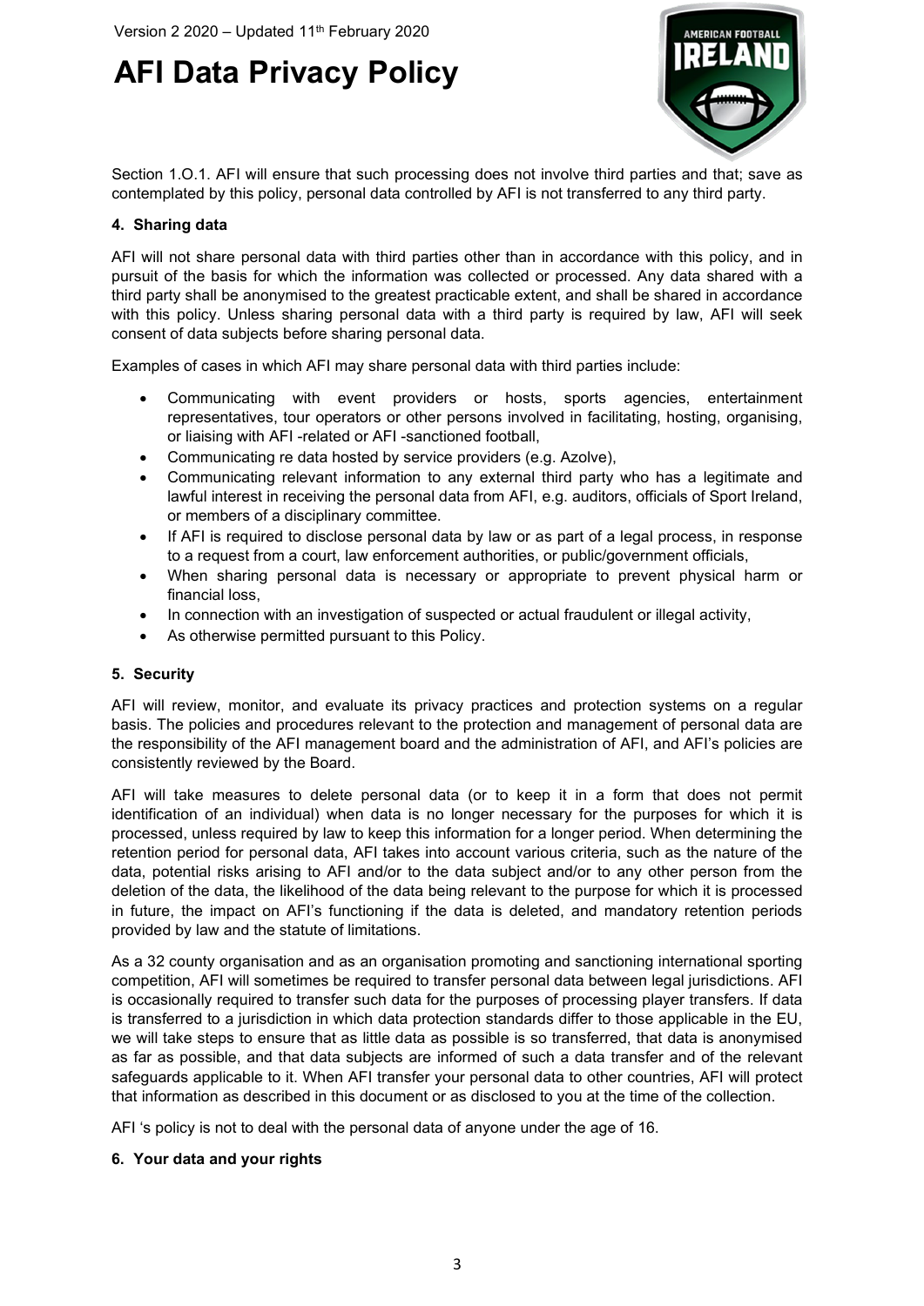Section 1.O.1. AFI will ensure that such processing does not involve third parties and that; save as contemplated by this policy, personal data controlled by AFI is not transferred to any third party.

## 4. Sharing data

AFI will not share personal data with third parties other than in accordance with this policy, and in pursuit of the basis for which the information was collected or processed. Any data shared with a third party shall be anonymised to the greatest practicable extent, and shall be shared in accordance with this policy. Unless sharing personal data with a third party is required by law, AFI will seek consent of data subjects before sharing personal data.

Examples of cases in which AFI may share personal data with third parties include:

- Communicating with event providers or hosts, sports agencies, entertainment representatives, tour operators or other persons involved in facilitating, hosting, organising, or liaising with AFI -related or AFI -sanctioned football,
- Communicating re data hosted by service providers (e.g. Azolve),
- Communicating relevant information to any external third party who has a legitimate and lawful interest in receiving the personal data from AFI, e.g. auditors, officials of Sport Ireland, or members of a disciplinary committee.
- If AFI is required to disclose personal data by law or as part of a legal process, in response to a request from a court, law enforcement authorities, or public/government officials,
- When sharing personal data is necessary or appropriate to prevent physical harm or financial loss,
- In connection with an investigation of suspected or actual fraudulent or illegal activity,
- As otherwise permitted pursuant to this Policy.

## 5. Security

AFI will review, monitor, and evaluate its privacy practices and protection systems on a regular basis. The policies and procedures relevant to the protection and management of personal data are the responsibility of the AFI management board and the administration of AFI, and AFI's policies are consistently reviewed by the Board.

AFI will take measures to delete personal data (or to keep it in a form that does not permit identification of an individual) when data is no longer necessary for the purposes for which it is processed, unless required by law to keep this information for a longer period. When determining the retention period for personal data, AFI takes into account various criteria, such as the nature of the data, potential risks arising to AFI and/or to the data subject and/or to any other person from the deletion of the data, the likelihood of the data being relevant to the purpose for which it is processed in future, the impact on AFI's functioning if the data is deleted, and mandatory retention periods provided by law and the statute of limitations.

As a 32 county organisation and as an organisation promoting and sanctioning international sporting competition, AFI will sometimes be required to transfer personal data between legal jurisdictions. AFI is occasionally required to transfer such data for the purposes of processing player transfers. If data is transferred to a jurisdiction in which data protection standards differ to those applicable in the EU, we will take steps to ensure that as little data as possible is so transferred, that data is anonymised as far as possible, and that data subjects are informed of such a data transfer and of the relevant safeguards applicable to it. When AFI transfer your personal data to other countries, AFI will protect that information as described in this document or as disclosed to you at the time of the collection.

AFI 's policy is not to deal with the personal data of anyone under the age of 16.

## 6. Your data and your rights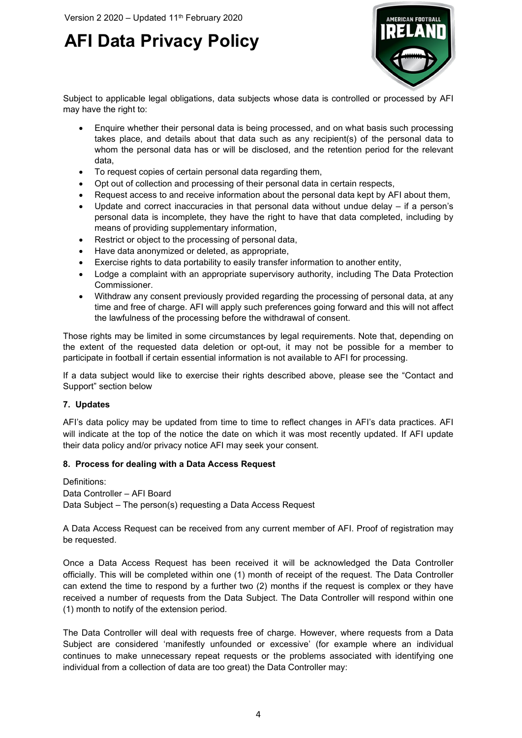Subject to applicable legal obligations, data subjects whose data is controlled or processed by AFI may have the right to:

- Enquire whether their personal data is being processed, and on what basis such processing takes place, and details about that data such as any recipient(s) of the personal data to whom the personal data has or will be disclosed, and the retention period for the relevant data,
- To request copies of certain personal data regarding them,
- Opt out of collection and processing of their personal data in certain respects,
- Request access to and receive information about the personal data kept by AFI about them,
- Update and correct inaccuracies in that personal data without undue delay – if a person's personal data is incomplete, they have the right to have that data completed, including by means of providing supplementary information,
- Restrict or object to the processing of personal data,
- Have data anonymized or deleted, as appropriate,
- Exercise rights to data portability to easily transfer information to another entity,
- Lodge a complaint with an appropriate supervisory authority, including The Data Protection Commissioner.
- Withdraw any consent previously provided regarding the processing of personal data, at any time and free of charge. AFI will apply such preferences going forward and this will not affect the lawfulness of the processing before the withdrawal of consent.

Those rights may be limited in some circumstances by legal requirements. Note that, depending on the extent of the requested data deletion or opt-out, it may not be possible for a member to participate in football if certain essential information is not available to AFI for processing.

If a data subject would like to exercise their rights described above, please see the "Contact and Support" section below

**7. Updates**

AFI's data policy may be updated from time to time to reflect changes in AFI's data practices. AFI will indicate at the top of the notice the date on which it was most recently updated. If AFI update their data policy and/or privacy notice AFI may seek your consent.

**8. Process for dealing with a Data Access Request**

Definitions:
Data Controller – AFI Board
Data Subject – The person(s) requesting a Data Access Request

A Data Access Request can be received from any current member of AFI. Proof of registration may be requested.

Once a Data Access Request has been received it will be acknowledged the Data Controller officially. This will be completed within one (1) month of receipt of the request. The Data Controller can extend the time to respond by a further two (2) months if the request is complex or they have received a number of requests from the Data Subject. The Data Controller will respond within one (1) month to notify of the extension period.

The Data Controller will deal with requests free of charge. However, where requests from a Data Subject are considered 'manifestly unfounded or excessive' (for example where an individual continues to make unnecessary repeat requests or the problems associated with identifying one individual from a collection of data are too great) the Data Controller may: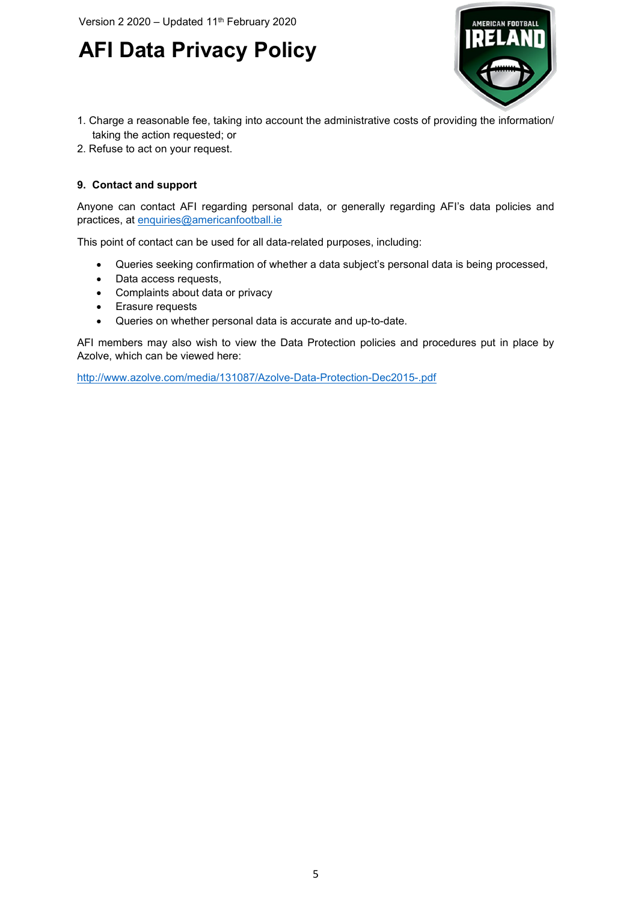1. Charge a reasonable fee, taking into account the administrative costs of providing the information/ taking the action requested; or
2. Refuse to act on your request.

**9. Contact and support**

Anyone can contact AFI regarding personal data, or generally regarding AFI's data policies and practices, at enquiries@americanfootball.ie

This point of contact can be used for all data-related purposes, including:

- Queries seeking confirmation of whether a data subject's personal data is being processed,
- Data access requests,
- Complaints about data or privacy
- Erasure requests
- Queries on whether personal data is accurate and up-to-date.

AFI members may also wish to view the Data Protection policies and procedures put in place by Azolve, which can be viewed here:

http://www.azolve.com/media/131087/Azolve-Data-Protection-Dec2015-.pdf